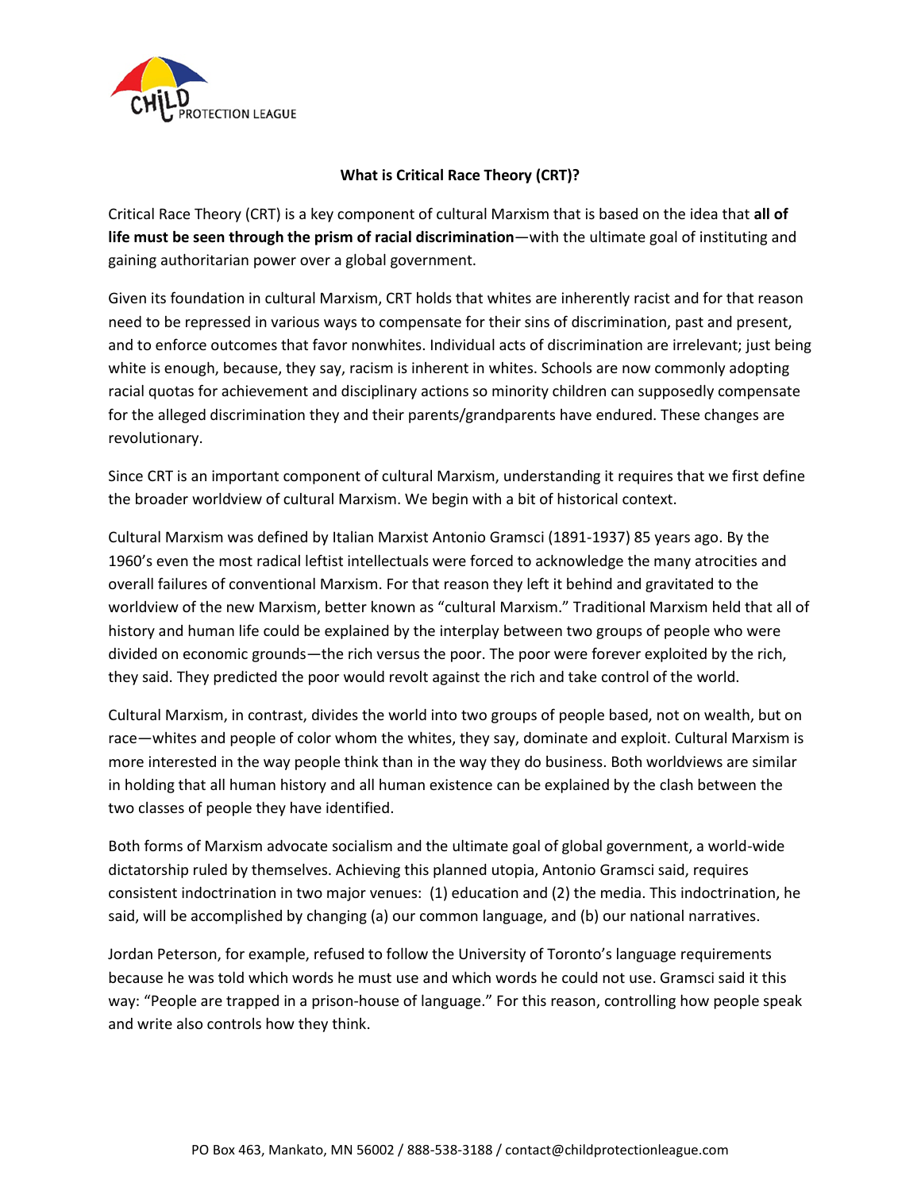CHILD PROTECTION LEAGUE

## What is Critical Race Theory (CRT)?

Critical Race Theory (CRT) is a key component of cultural Marxism that is based on the idea that **all of life must be seen through the prism of racial discrimination**—with the ultimate goal of instituting and gaining authoritarian power over a global government.

Given its foundation in cultural Marxism, CRT holds that whites are inherently racist and for that reason need to be repressed in various ways to compensate for their sins of discrimination, past and present, and to enforce outcomes that favor nonwhites. Individual acts of discrimination are irrelevant; just being white is enough, because, they say, racism is inherent in whites. Schools are now commonly adopting racial quotas for achievement and disciplinary actions so minority children can supposedly compensate for the alleged discrimination they and their parents/grandparents have endured. These changes are revolutionary.

Since CRT is an important component of cultural Marxism, understanding it requires that we first define the broader worldview of cultural Marxism. We begin with a bit of historical context.

Cultural Marxism was defined by Italian Marxist Antonio Gramsci (1891-1937) 85 years ago. By the 1960's even the most radical leftist intellectuals were forced to acknowledge the many atrocities and overall failures of conventional Marxism. For that reason they left it behind and gravitated to the worldview of the new Marxism, better known as "cultural Marxism." Traditional Marxism held that all of history and human life could be explained by the interplay between two groups of people who were divided on economic grounds—the rich versus the poor. The poor were forever exploited by the rich, they said. They predicted the poor would revolt against the rich and take control of the world.

Cultural Marxism, in contrast, divides the world into two groups of people based, not on wealth, but on race—whites and people of color whom the whites, they say, dominate and exploit. Cultural Marxism is more interested in the way people think than in the way they do business. Both worldviews are similar in holding that all human history and all human existence can be explained by the clash between the two classes of people they have identified.

Both forms of Marxism advocate socialism and the ultimate goal of global government, a world-wide dictatorship ruled by themselves. Achieving this planned utopia, Antonio Gramsci said, requires consistent indoctrination in two major venues: (1) education and (2) the media. This indoctrination, he said, will be accomplished by changing (a) our common language, and (b) our national narratives.

Jordan Peterson, for example, refused to follow the University of Toronto's language requirements because he was told which words he must use and which words he could not use. Gramsci said it this way: "People are trapped in a prison-house of language." For this reason, controlling how people speak and write also controls how they think.

PO Box 463, Mankato, MN 56002 / 888-538-3188 / contact@childprotectionleague.com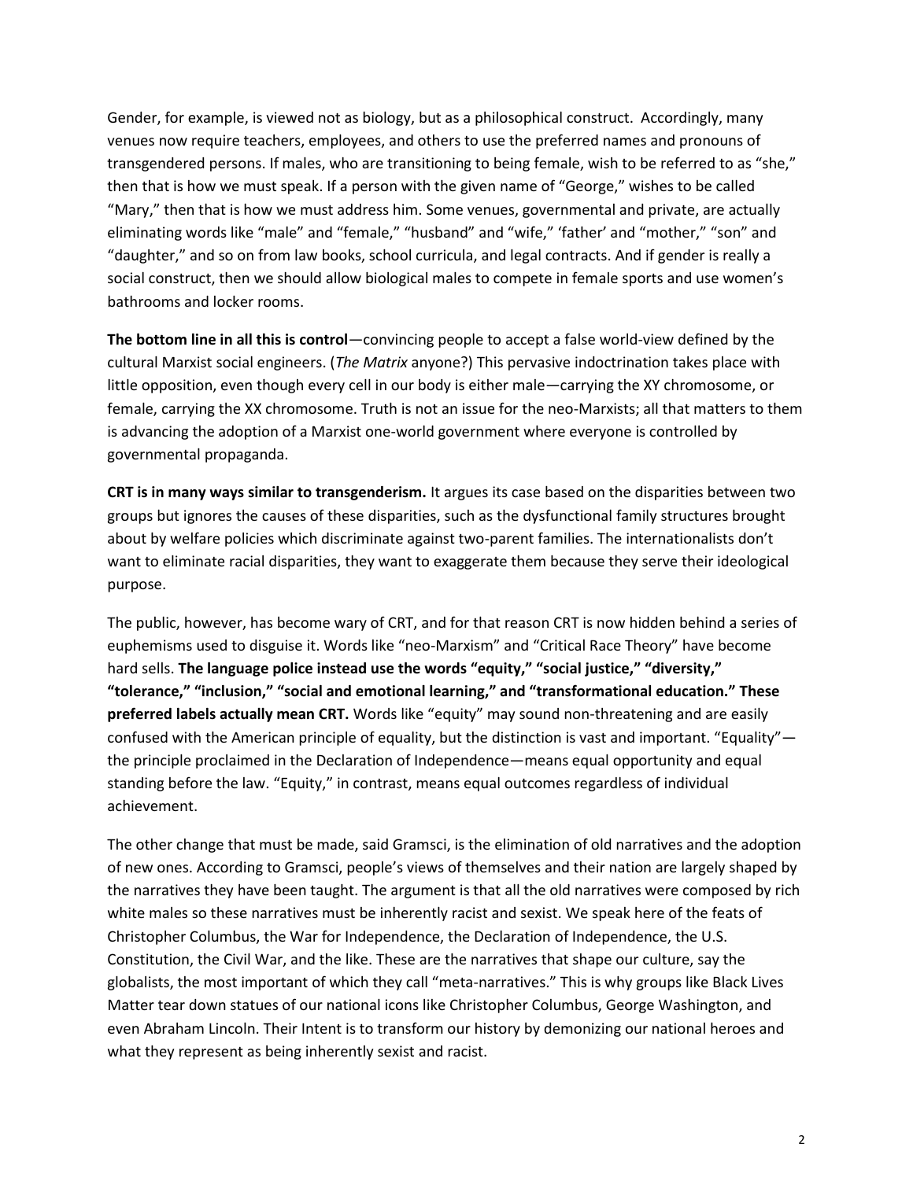Gender, for example, is viewed not as biology, but as a philosophical construct. Accordingly, many venues now require teachers, employees, and others to use the preferred names and pronouns of transgendered persons. If males, who are transitioning to being female, wish to be referred to as "she," then that is how we must speak. If a person with the given name of "George," wishes to be called "Mary," then that is how we must address him. Some venues, governmental and private, are actually eliminating words like "male" and "female," "husband" and "wife," 'father' and "mother," "son" and "daughter," and so on from law books, school curricula, and legal contracts. And if gender is really a social construct, then we should allow biological males to compete in female sports and use women's bathrooms and locker rooms.

**The bottom line in all this is control**—convincing people to accept a false world-view defined by the cultural Marxist social engineers. (*The Matrix* anyone?) This pervasive indoctrination takes place with little opposition, even though every cell in our body is either male—carrying the XY chromosome, or female, carrying the XX chromosome. Truth is not an issue for the neo-Marxists; all that matters to them is advancing the adoption of a Marxist one-world government where everyone is controlled by governmental propaganda.

**CRT is in many ways similar to transgenderism.** It argues its case based on the disparities between two groups but ignores the causes of these disparities, such as the dysfunctional family structures brought about by welfare policies which discriminate against two-parent families. The internationalists don't want to eliminate racial disparities, they want to exaggerate them because they serve their ideological purpose.

The public, however, has become wary of CRT, and for that reason CRT is now hidden behind a series of euphemisms used to disguise it. Words like "neo-Marxism" and "Critical Race Theory" have become hard sells. **The language police instead use the words "equity," "social justice," "diversity," "tolerance," "inclusion," "social and emotional learning," and "transformational education." These preferred labels actually mean CRT.** Words like "equity" may sound non-threatening and are easily confused with the American principle of equality, but the distinction is vast and important. "Equality"—the principle proclaimed in the Declaration of Independence—means equal opportunity and equal standing before the law. "Equity," in contrast, means equal outcomes regardless of individual achievement.

The other change that must be made, said Gramsci, is the elimination of old narratives and the adoption of new ones. According to Gramsci, people's views of themselves and their nation are largely shaped by the narratives they have been taught. The argument is that all the old narratives were composed by rich white males so these narratives must be inherently racist and sexist. We speak here of the feats of Christopher Columbus, the War for Independence, the Declaration of Independence, the U.S. Constitution, the Civil War, and the like. These are the narratives that shape our culture, say the globalists, the most important of which they call "meta-narratives." This is why groups like Black Lives Matter tear down statues of our national icons like Christopher Columbus, George Washington, and even Abraham Lincoln. Their Intent is to transform our history by demonizing our national heroes and what they represent as being inherently sexist and racist.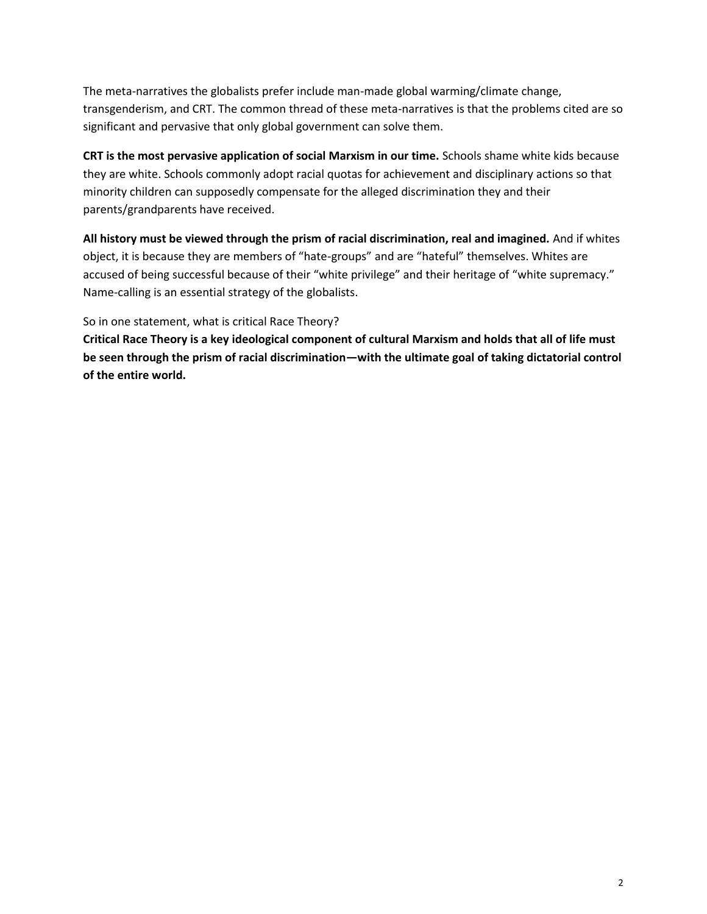The meta-narratives the globalists prefer include man-made global warming/climate change, transgenderism, and CRT. The common thread of these meta-narratives is that the problems cited are so significant and pervasive that only global government can solve them.

**CRT is the most pervasive application of social Marxism in our time.** Schools shame white kids because they are white. Schools commonly adopt racial quotas for achievement and disciplinary actions so that minority children can supposedly compensate for the alleged discrimination they and their parents/grandparents have received.

**All history must be viewed through the prism of racial discrimination, real and imagined.** And if whites object, it is because they are members of "hate-groups" and are "hateful" themselves. Whites are accused of being successful because of their "white privilege" and their heritage of "white supremacy." Name-calling is an essential strategy of the globalists.

So in one statement, what is critical Race Theory?

**Critical Race Theory is a key ideological component of cultural Marxism and holds that all of life must be seen through the prism of racial discrimination—with the ultimate goal of taking dictatorial control of the entire world.**